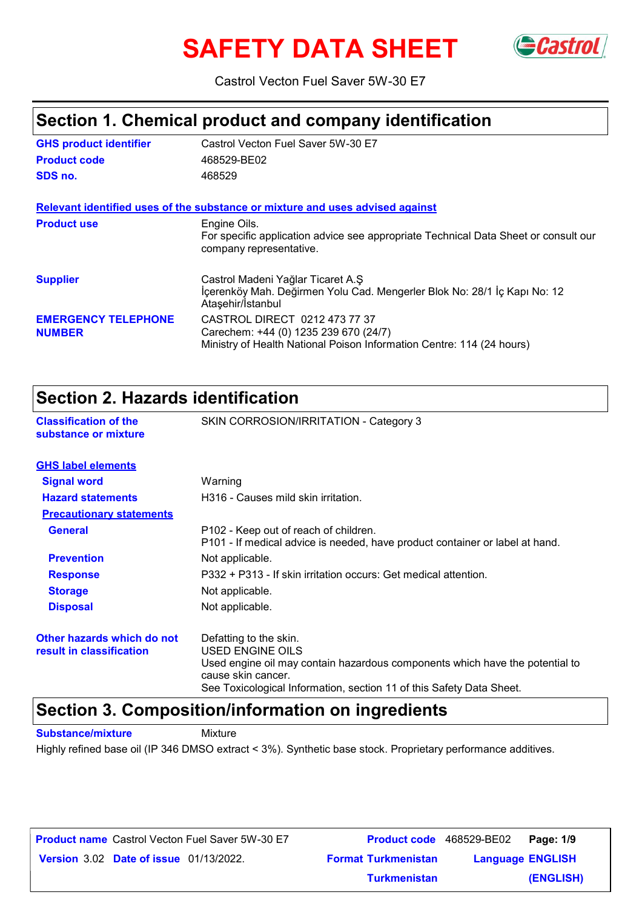# SAFETY DATA SHEET

Castrol Vecton Fuel Saver 5W-30 E7

## Section 1. Chemical product and company identification

| | |
|---|---|
| **GHS product identifier** | Castrol Vecton Fuel Saver 5W-30 E7 |
| **Product code** | 468529-BE02 |
| **SDS no.** | 468529 |

**Relevant identified uses of the substance or mixture and uses advised against**

| | |
|---|---|
| **Product use** | Engine Oils.<br>For specific application advice see appropriate Technical Data Sheet or consult our company representative. |
| **Supplier** | Castrol Madeni Yağlar Ticaret A.Ş<br>İçerenköy Mah. Değirmen Yolu Cad. Mengerler Blok No: 28/1 İç Kapı No: 12 Ataşehir/İstanbul |
| **EMERGENCY TELEPHONE NUMBER** | CASTROL DIRECT 0212 473 77 37<br>Carechem: +44 (0) 1235 239 670 (24/7)<br>Ministry of Health National Poison Information Centre: 114 (24 hours) |

## Section 2. Hazards identification

| | |
|---|---|
| **Classification of the substance or mixture** | SKIN CORROSION/IRRITATION - Category 3 |

**GHS label elements**

| | |
|---|---|
| **Signal word** | Warning |
| **Hazard statements** | H316 - Causes mild skin irritation. |

**Precautionary statements**

| | |
|---|---|
| **General** | P102 - Keep out of reach of children.<br>P101 - If medical advice is needed, have product container or label at hand. |
| **Prevention** | Not applicable. |
| **Response** | P332 + P313 - If skin irritation occurs: Get medical attention. |
| **Storage** | Not applicable. |
| **Disposal** | Not applicable. |

| | |
|---|---|
| **Other hazards which do not result in classification** | Defatting to the skin.<br>USED ENGINE OILS<br>Used engine oil may contain hazardous components which have the potential to cause skin cancer.<br>See Toxicological Information, section 11 of this Safety Data Sheet. |

## Section 3. Composition/information on ingredients

**Substance/mixture** Mixture

Highly refined base oil (IP 346 DMSO extract < 3%). Synthetic base stock. Proprietary performance additives.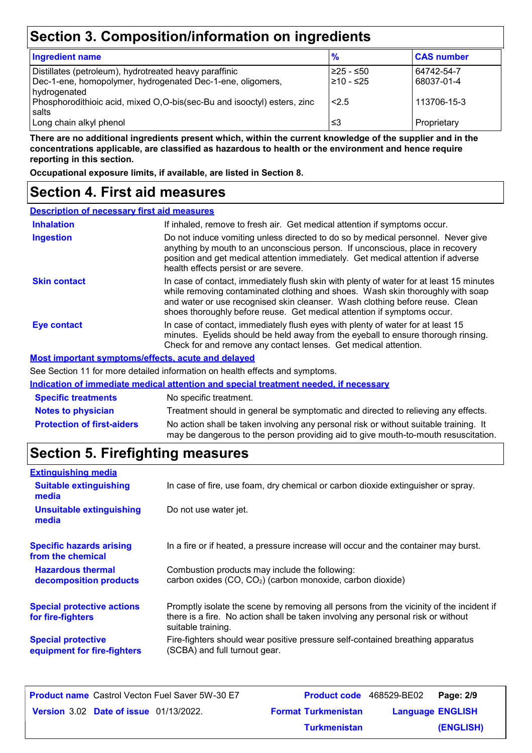## Section 3. Composition/information on ingredients

| Ingredient name | % | CAS number |
|---|---|---|
| Distillates (petroleum), hydrotreated heavy paraffinic | ≥25 - ≤50 | 64742-54-7 |
| Dec-1-ene, homopolymer, hydrogenated Dec-1-ene, oligomers, hydrogenated | ≥10 - ≤25 | 68037-01-4 |
| Phosphorodithioic acid, mixed O,O-bis(sec-Bu and isooctyl) esters, zinc salts | <2.5 | 113706-15-3 |
| Long chain alkyl phenol | ≤3 | Proprietary |

**There are no additional ingredients present which, within the current knowledge of the supplier and in the concentrations applicable, are classified as hazardous to health or the environment and hence require reporting in this section.**

**Occupational exposure limits, if available, are listed in Section 8.**

## Section 4. First aid measures

### Description of necessary first aid measures

**Inhalation**
If inhaled, remove to fresh air. Get medical attention if symptoms occur.

**Ingestion**
Do not induce vomiting unless directed to do so by medical personnel. Never give anything by mouth to an unconscious person. If unconscious, place in recovery position and get medical attention immediately. Get medical attention if adverse health effects persist or are severe.

**Skin contact**
In case of contact, immediately flush skin with plenty of water for at least 15 minutes while removing contaminated clothing and shoes. Wash skin thoroughly with soap and water or use recognised skin cleanser. Wash clothing before reuse. Clean shoes thoroughly before reuse. Get medical attention if symptoms occur.

**Eye contact**
In case of contact, immediately flush eyes with plenty of water for at least 15 minutes. Eyelids should be held away from the eyeball to ensure thorough rinsing. Check for and remove any contact lenses. Get medical attention.

### Most important symptoms/effects, acute and delayed

See Section 11 for more detailed information on health effects and symptoms.

### Indication of immediate medical attention and special treatment needed, if necessary

**Specific treatments**
No specific treatment.

**Notes to physician**
Treatment should in general be symptomatic and directed to relieving any effects.

**Protection of first-aiders**
No action shall be taken involving any personal risk or without suitable training. It may be dangerous to the person providing aid to give mouth-to-mouth resuscitation.

## Section 5. Firefighting measures

### Extinguishing media

**Suitable extinguishing media**
In case of fire, use foam, dry chemical or carbon dioxide extinguisher or spray.

**Unsuitable extinguishing media**
Do not use water jet.

**Specific hazards arising from the chemical**
In a fire or if heated, a pressure increase will occur and the container may burst.

**Hazardous thermal decomposition products**
Combustion products may include the following:
carbon oxides (CO, $CO_2$) (carbon monoxide, carbon dioxide)

**Special protective actions for fire-fighters**
Promptly isolate the scene by removing all persons from the vicinity of the incident if there is a fire. No action shall be taken involving any personal risk or without suitable training.

**Special protective equipment for fire-fighters**
Fire-fighters should wear positive pressure self-contained breathing apparatus (SCBA) and full turnout gear.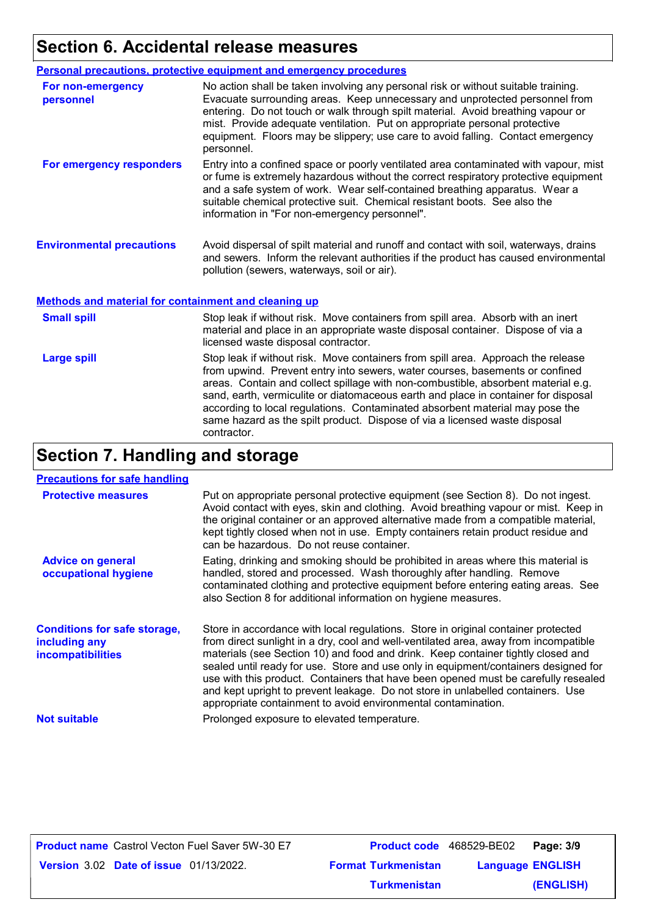## Section 6. Accidental release measures

### Personal precautions, protective equipment and emergency procedures

**For non-emergency personnel**

No action shall be taken involving any personal risk or without suitable training. Evacuate surrounding areas. Keep unnecessary and unprotected personnel from entering. Do not touch or walk through spilt material. Avoid breathing vapour or mist. Provide adequate ventilation. Put on appropriate personal protective equipment. Floors may be slippery; use care to avoid falling. Contact emergency personnel.

**For emergency responders**

Entry into a confined space or poorly ventilated area contaminated with vapour, mist or fume is extremely hazardous without the correct respiratory protective equipment and a safe system of work. Wear self-contained breathing apparatus. Wear a suitable chemical protective suit. Chemical resistant boots. See also the information in "For non-emergency personnel".

**Environmental precautions**

Avoid dispersal of spilt material and runoff and contact with soil, waterways, drains and sewers. Inform the relevant authorities if the product has caused environmental pollution (sewers, waterways, soil or air).

### Methods and material for containment and cleaning up

**Small spill**

Stop leak if without risk. Move containers from spill area. Absorb with an inert material and place in an appropriate waste disposal container. Dispose of via a licensed waste disposal contractor.

**Large spill**

Stop leak if without risk. Move containers from spill area. Approach the release from upwind. Prevent entry into sewers, water courses, basements or confined areas. Contain and collect spillage with non-combustible, absorbent material e.g. sand, earth, vermiculite or diatomaceous earth and place in container for disposal according to local regulations. Contaminated absorbent material may pose the same hazard as the spilt product. Dispose of via a licensed waste disposal contractor.

## Section 7. Handling and storage

### Precautions for safe handling

**Protective measures**

Put on appropriate personal protective equipment (see Section 8). Do not ingest. Avoid contact with eyes, skin and clothing. Avoid breathing vapour or mist. Keep in the original container or an approved alternative made from a compatible material, kept tightly closed when not in use. Empty containers retain product residue and can be hazardous. Do not reuse container.

**Advice on general occupational hygiene**

Eating, drinking and smoking should be prohibited in areas where this material is handled, stored and processed. Wash thoroughly after handling. Remove contaminated clothing and protective equipment before entering eating areas. See also Section 8 for additional information on hygiene measures.

**Conditions for safe storage, including any incompatibilities**

Store in accordance with local regulations. Store in original container protected from direct sunlight in a dry, cool and well-ventilated area, away from incompatible materials (see Section 10) and food and drink. Keep container tightly closed and sealed until ready for use. Store and use only in equipment/containers designed for use with this product. Containers that have been opened must be carefully resealed and kept upright to prevent leakage. Do not store in unlabelled containers. Use appropriate containment to avoid environmental contamination.

**Not suitable**

Prolonged exposure to elevated temperature.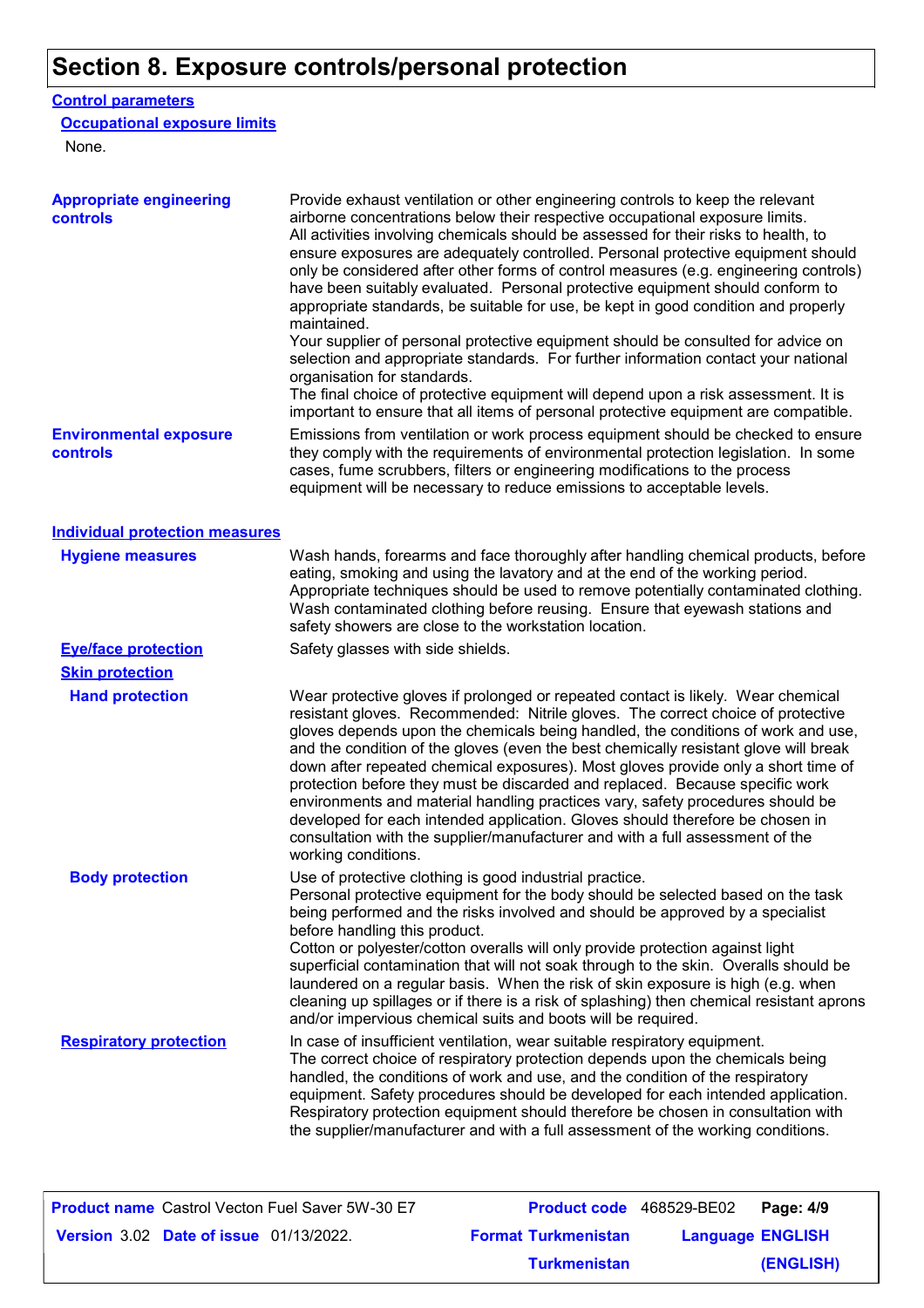# Section 8. Exposure controls/personal protection

## Control parameters

### Occupational exposure limits

None.

**Appropriate engineering controls**

Provide exhaust ventilation or other engineering controls to keep the relevant airborne concentrations below their respective occupational exposure limits.
All activities involving chemicals should be assessed for their risks to health, to ensure exposures are adequately controlled. Personal protective equipment should only be considered after other forms of control measures (e.g. engineering controls) have been suitably evaluated. Personal protective equipment should conform to appropriate standards, be suitable for use, be kept in good condition and properly maintained.
Your supplier of personal protective equipment should be consulted for advice on selection and appropriate standards. For further information contact your national organisation for standards.
The final choice of protective equipment will depend upon a risk assessment. It is important to ensure that all items of personal protective equipment are compatible.

**Environmental exposure controls**

Emissions from ventilation or work process equipment should be checked to ensure they comply with the requirements of environmental protection legislation. In some cases, fume scrubbers, filters or engineering modifications to the process equipment will be necessary to reduce emissions to acceptable levels.

## Individual protection measures

**Hygiene measures**

Wash hands, forearms and face thoroughly after handling chemical products, before eating, smoking and using the lavatory and at the end of the working period. Appropriate techniques should be used to remove potentially contaminated clothing. Wash contaminated clothing before reusing. Ensure that eyewash stations and safety showers are close to the workstation location.

**Eye/face protection**

Safety glasses with side shields.

**Skin protection**

**Hand protection**

Wear protective gloves if prolonged or repeated contact is likely. Wear chemical resistant gloves. Recommended: Nitrile gloves. The correct choice of protective gloves depends upon the chemicals being handled, the conditions of work and use, and the condition of the gloves (even the best chemically resistant glove will break down after repeated chemical exposures). Most gloves provide only a short time of protection before they must be discarded and replaced. Because specific work environments and material handling practices vary, safety procedures should be developed for each intended application. Gloves should therefore be chosen in consultation with the supplier/manufacturer and with a full assessment of the working conditions.

**Body protection**

Use of protective clothing is good industrial practice.
Personal protective equipment for the body should be selected based on the task being performed and the risks involved and should be approved by a specialist before handling this product.
Cotton or polyester/cotton overalls will only provide protection against light superficial contamination that will not soak through to the skin. Overalls should be laundered on a regular basis. When the risk of skin exposure is high (e.g. when cleaning up spillages or if there is a risk of splashing) then chemical resistant aprons and/or impervious chemical suits and boots will be required.

**Respiratory protection**

In case of insufficient ventilation, wear suitable respiratory equipment.
The correct choice of respiratory protection depends upon the chemicals being handled, the conditions of work and use, and the condition of the respiratory equipment. Safety procedures should be developed for each intended application. Respiratory protection equipment should therefore be chosen in consultation with the supplier/manufacturer and with a full assessment of the working conditions.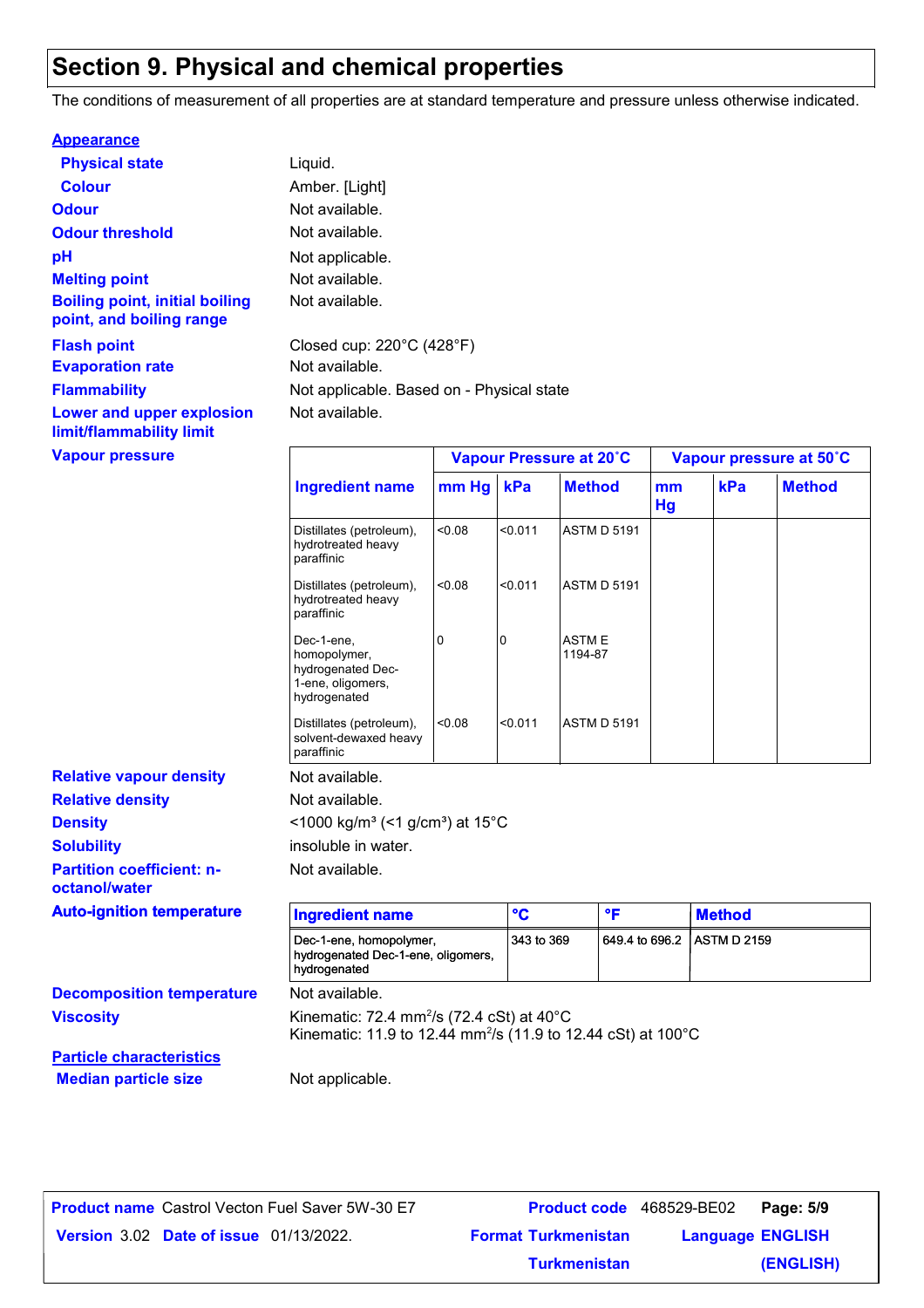# Section 9. Physical and chemical properties

The conditions of measurement of all properties are at standard temperature and pressure unless otherwise indicated.

**Appearance**

**Physical state**: Liquid.

**Colour**: Amber. [Light]

**Odour**: Not available.

**Odour threshold**: Not available.

**pH**: Not applicable.

**Melting point**: Not available.

**Boiling point, initial boiling point, and boiling range**: Not available.

**Flash point**: Closed cup: 220°C (428°F)

**Evaporation rate**: Not available.

**Flammability**: Not applicable. Based on - Physical state

**Lower and upper explosion limit/flammability limit**: Not available.

**Vapour pressure**

| Ingredient name | Vapour Pressure at 20˚C | | | Vapour pressure at 50˚C | | |
|---|---|---|---|---|---|---|
| | mm Hg | kPa | Method | mm Hg | kPa | Method |
| Distillates (petroleum), hydrotreated heavy paraffinic | <0.08 | <0.011 | ASTM D 5191 | | | |
| Distillates (petroleum), hydrotreated heavy paraffinic | <0.08 | <0.011 | ASTM D 5191 | | | |
| Dec-1-ene, homopolymer, hydrogenated Dec-1-ene, oligomers, hydrogenated | 0 | 0 | ASTM E 1194-87 | | | |
| Distillates (petroleum), solvent-dewaxed heavy paraffinic | <0.08 | <0.011 | ASTM D 5191 | | | |

**Relative vapour density**: Not available.

**Relative density**: Not available.

**Density**: <1000 kg/m³ (<1 g/cm³) at 15°C

**Solubility**: insoluble in water.

**Partition coefficient: n-octanol/water**: Not available.

**Auto-ignition temperature**

| Ingredient name | °C | °F | Method |
|---|---|---|---|
| Dec-1-ene, homopolymer, hydrogenated Dec-1-ene, oligomers, hydrogenated | 343 to 369 | 649.4 to 696.2 | ASTM D 2159 |

**Decomposition temperature**: Not available.

**Viscosity**: Kinematic: 72.4 $mm^2/s$ (72.4 cSt) at 40°C
Kinematic: 11.9 to 12.44 $mm^2/s$ (11.9 to 12.44 cSt) at 100°C

**Particle characteristics**

**Median particle size**: Not applicable.

**Product name** Castrol Vecton Fuel Saver 5W-30 E7 **Product code** 468529-BE02
**Version** 3.02 **Date of issue** 01/13/2022. **Format** Turkmenistan Turkmenistan **Language** ENGLISH (ENGLISH)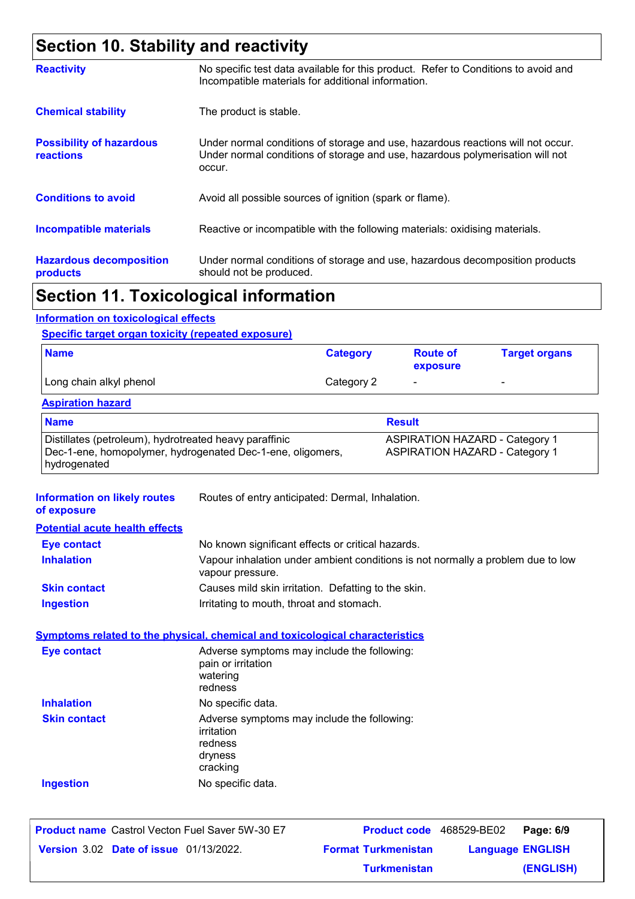## Section 10. Stability and reactivity

**Reactivity**: No specific test data available for this product. Refer to Conditions to avoid and Incompatible materials for additional information.

**Chemical stability**: The product is stable.

**Possibility of hazardous reactions**: Under normal conditions of storage and use, hazardous reactions will not occur. Under normal conditions of storage and use, hazardous polymerisation will not occur.

**Conditions to avoid**: Avoid all possible sources of ignition (spark or flame).

**Incompatible materials**: Reactive or incompatible with the following materials: oxidising materials.

**Hazardous decomposition products**: Under normal conditions of storage and use, hazardous decomposition products should not be produced.

## Section 11. Toxicological information

### Information on toxicological effects

#### Specific target organ toxicity (repeated exposure)

| Name | Category | Route of exposure | Target organs |
|---|---|---|---|
| Long chain alkyl phenol | Category 2 | - | - |

#### Aspiration hazard

| Name | Result |
|---|---|
| Distillates (petroleum), hydrotreated heavy paraffinic | ASPIRATION HAZARD - Category 1 |
| Dec-1-ene, homopolymer, hydrogenated Dec-1-ene, oligomers, hydrogenated | ASPIRATION HAZARD - Category 1 |

**Information on likely routes of exposure**: Routes of entry anticipated: Dermal, Inhalation.

#### Potential acute health effects

**Eye contact**: No known significant effects or critical hazards.

**Inhalation**: Vapour inhalation under ambient conditions is not normally a problem due to low vapour pressure.

**Skin contact**: Causes mild skin irritation. Defatting to the skin.

**Ingestion**: Irritating to mouth, throat and stomach.

#### Symptoms related to the physical, chemical and toxicological characteristics

**Eye contact**: Adverse symptoms may include the following:
pain or irritation
watering
redness

**Inhalation**: No specific data.

**Skin contact**: Adverse symptoms may include the following:
irritation
redness
dryness
cracking

**Ingestion**: No specific data.

| Product name | Castrol Vecton Fuel Saver 5W-30 E7 | Product code | 468529-BE02 |
|---|---|---|---|
| Version 3.02 | Date of issue 01/13/2022. | Format Turkmenistan | Language ENGLISH |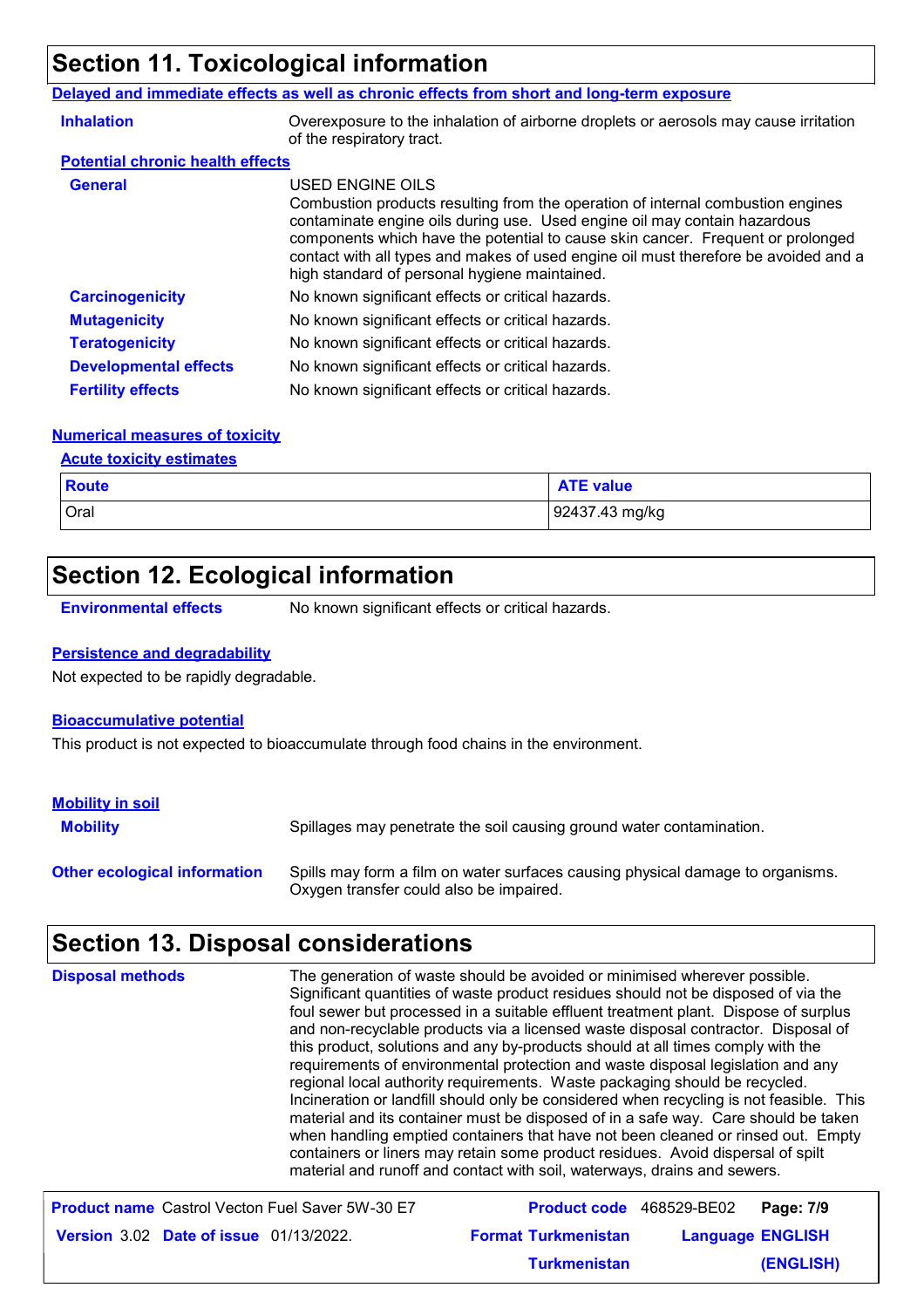## Section 11. Toxicological information

**Delayed and immediate effects as well as chronic effects from short and long-term exposure**

**Inhalation**: Overexposure to the inhalation of airborne droplets or aerosols may cause irritation of the respiratory tract.

**Potential chronic health effects**

**General**: USED ENGINE OILS
Combustion products resulting from the operation of internal combustion engines contaminate engine oils during use. Used engine oil may contain hazardous components which have the potential to cause skin cancer. Frequent or prolonged contact with all types and makes of used engine oil must therefore be avoided and a high standard of personal hygiene maintained.

**Carcinogenicity**: No known significant effects or critical hazards.

**Mutagenicity**: No known significant effects or critical hazards.

**Teratogenicity**: No known significant effects or critical hazards.

**Developmental effects**: No known significant effects or critical hazards.

**Fertility effects**: No known significant effects or critical hazards.

**Numerical measures of toxicity**

**Acute toxicity estimates**

| Route | ATE value |
|---|---|
| Oral | 92437.43 mg/kg |

## Section 12. Ecological information

**Environmental effects**: No known significant effects or critical hazards.

**Persistence and degradability**

Not expected to be rapidly degradable.

**Bioaccumulative potential**

This product is not expected to bioaccumulate through food chains in the environment.

**Mobility in soil**

**Mobility**: Spillages may penetrate the soil causing ground water contamination.

**Other ecological information**: Spills may form a film on water surfaces causing physical damage to organisms. Oxygen transfer could also be impaired.

## Section 13. Disposal considerations

**Disposal methods**: The generation of waste should be avoided or minimised wherever possible. Significant quantities of waste product residues should not be disposed of via the foul sewer but processed in a suitable effluent treatment plant. Dispose of surplus and non-recyclable products via a licensed waste disposal contractor. Disposal of this product, solutions and any by-products should at all times comply with the requirements of environmental protection and waste disposal legislation and any regional local authority requirements. Waste packaging should be recycled. Incineration or landfill should only be considered when recycling is not feasible. This material and its container must be disposed of in a safe way. Care should be taken when handling emptied containers that have not been cleaned or rinsed out. Empty containers or liners may retain some product residues. Avoid dispersal of spilt material and runoff and contact with soil, waterways, drains and sewers.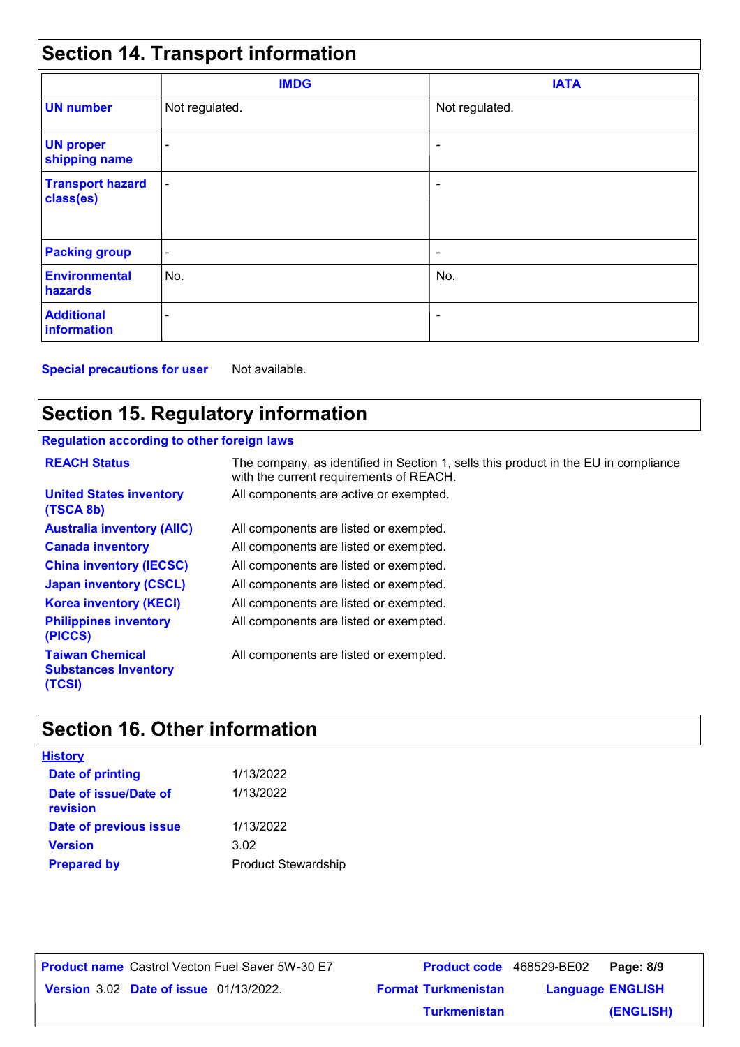## Section 14. Transport information

| | IMDG | IATA |
|---|---|---|
| **UN number** | Not regulated. | Not regulated. |
| **UN proper shipping name** | - | - |
| **Transport hazard class(es)** | - | - |
| **Packing group** | - | - |
| **Environmental hazards** | No. | No. |
| **Additional information** | - | - |

**Special precautions for user** Not available.

## Section 15. Regulatory information

**Regulation according to other foreign laws**

| | |
|---|---|
| **REACH Status** | The company, as identified in Section 1, sells this product in the EU in compliance with the current requirements of REACH. |
| **United States inventory (TSCA 8b)** | All components are active or exempted. |
| **Australia inventory (AIIC)** | All components are listed or exempted. |
| **Canada inventory** | All components are listed or exempted. |
| **China inventory (IECSC)** | All components are listed or exempted. |
| **Japan inventory (CSCL)** | All components are listed or exempted. |
| **Korea inventory (KECI)** | All components are listed or exempted. |
| **Philippines inventory (PICCS)** | All components are listed or exempted. |
| **Taiwan Chemical Substances Inventory (TCSI)** | All components are listed or exempted. |

## Section 16. Other information

**History**

| | |
|---|---|
| **Date of printing** | 1/13/2022 |
| **Date of issue/Date of revision** | 1/13/2022 |
| **Date of previous issue** | 1/13/2022 |
| **Version** | 3.02 |
| **Prepared by** | Product Stewardship |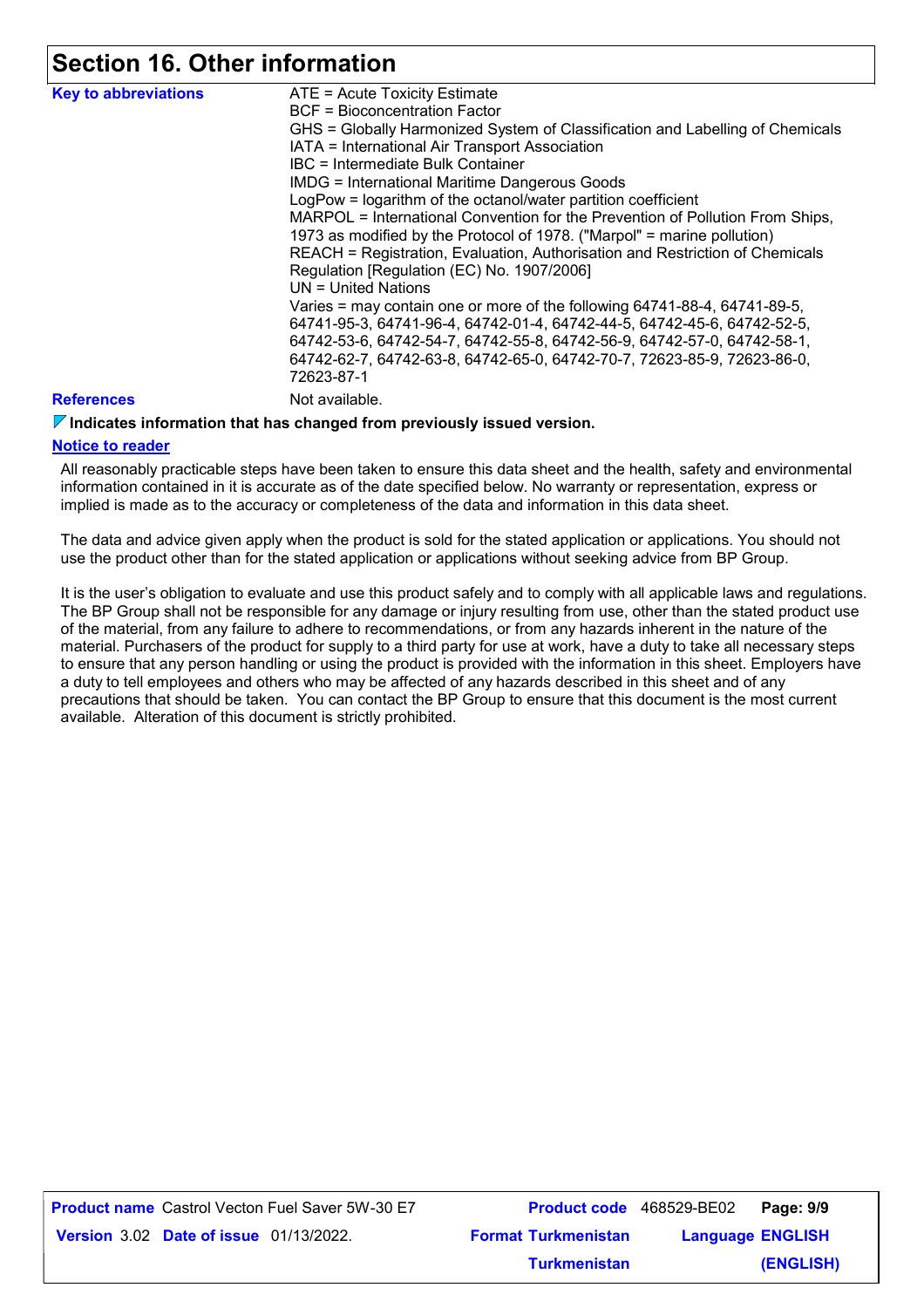## Section 16. Other information

| | |
|---|---|
| **Key to abbreviations** | ATE = Acute Toxicity Estimate<br>BCF = Bioconcentration Factor<br>GHS = Globally Harmonized System of Classification and Labelling of Chemicals<br>IATA = International Air Transport Association<br>IBC = Intermediate Bulk Container<br>IMDG = International Maritime Dangerous Goods<br>LogPow = logarithm of the octanol/water partition coefficient<br>MARPOL = International Convention for the Prevention of Pollution From Ships, 1973 as modified by the Protocol of 1978. ("Marpol" = marine pollution)<br>REACH = Registration, Evaluation, Authorisation and Restriction of Chemicals Regulation [Regulation (EC) No. 1907/2006]<br>UN = United Nations<br>Varies = may contain one or more of the following 64741-88-4, 64741-89-5, 64741-95-3, 64741-96-4, 64742-01-4, 64742-44-5, 64742-45-6, 64742-52-5, 64742-53-6, 64742-54-7, 64742-55-8, 64742-56-9, 64742-57-0, 64742-58-1, 64742-62-7, 64742-63-8, 64742-65-0, 64742-70-7, 72623-85-9, 72623-86-0, 72623-87-1 |
| **References** | Not available. |

**Indicates information that has changed from previously issued version.**

**Notice to reader**

All reasonably practicable steps have been taken to ensure this data sheet and the health, safety and environmental information contained in it is accurate as of the date specified below. No warranty or representation, express or implied is made as to the accuracy or completeness of the data and information in this data sheet.

The data and advice given apply when the product is sold for the stated application or applications. You should not use the product other than for the stated application or applications without seeking advice from BP Group.

It is the user's obligation to evaluate and use this product safely and to comply with all applicable laws and regulations. The BP Group shall not be responsible for any damage or injury resulting from use, other than the stated product use of the material, from any failure to adhere to recommendations, or from any hazards inherent in the nature of the material. Purchasers of the product for supply to a third party for use at work, have a duty to take all necessary steps to ensure that any person handling or using the product is provided with the information in this sheet. Employers have a duty to tell employees and others who may be affected of any hazards described in this sheet and of any precautions that should be taken. You can contact the BP Group to ensure that this document is the most current available. Alteration of this document is strictly prohibited.